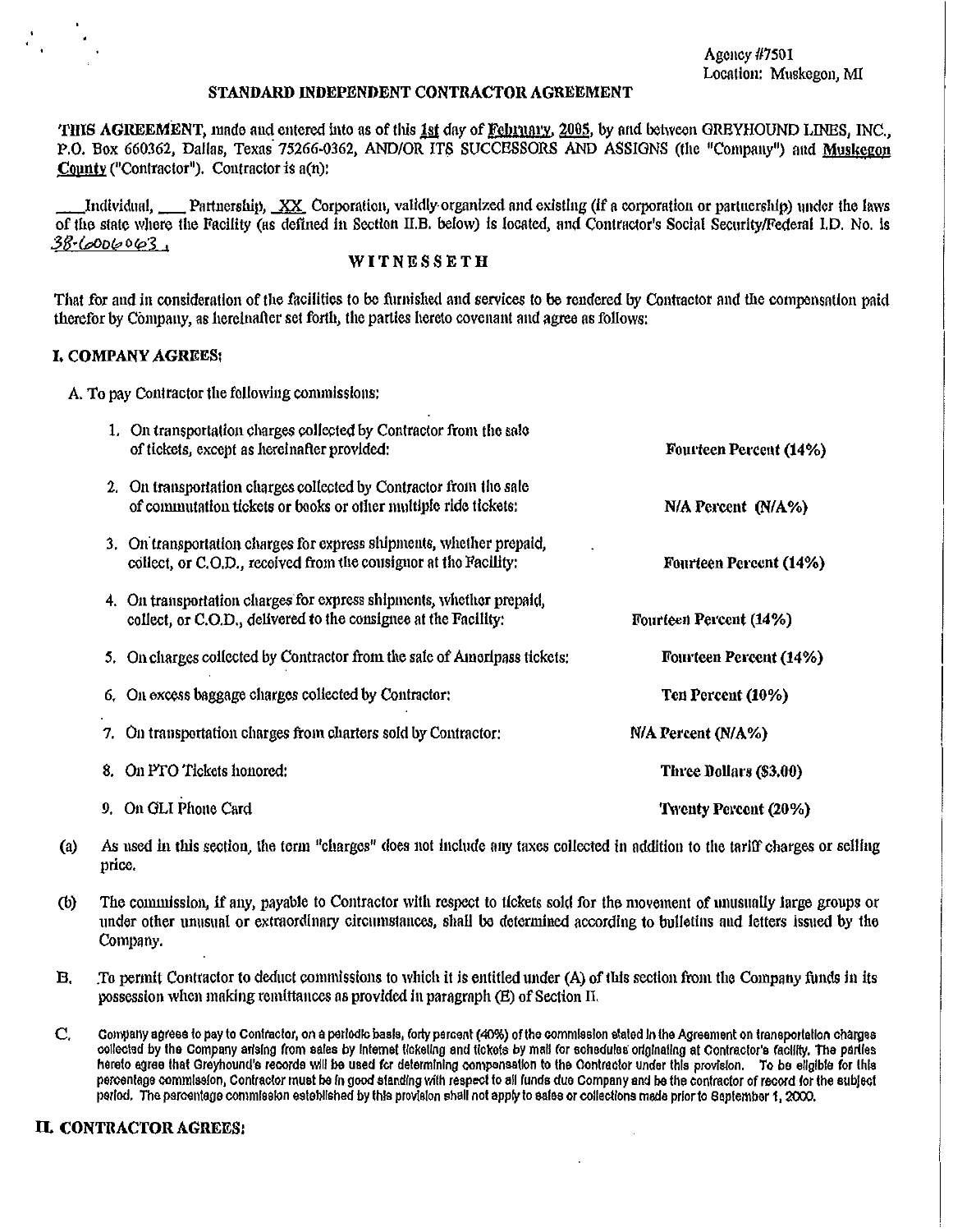Agency #7501
Location: Muskegon, MI

## STANDARD INDEPENDENT CONTRACTOR AGREEMENT

THIS AGREEMENT, made and entered into as of this 1st day of February, 2005, by and between GREYHOUND LINES, INC., P.O. Box 660362, Dallas, Texas 75266-0362, AND/OR ITS SUCCESSORS AND ASSIGNS (the "Company") and Muskegon County ("Contractor"). Contractor is a(n):

\_\_\_ Individual, \_\_\_ Partnership, XX Corporation, validly organized and existing (if a corporation or partnership) under the laws of the state where the Facility (as defined in Section II.B. below) is located, and Contractor's Social Security/Federal I.D. No. is 38-6006063.

### WITNESSETH

That for and in consideration of the facilities to be furnished and services to be rendered by Contractor and the compensation paid therefor by Company, as hereinafter set forth, the parties hereto covenant and agree as follows:

### I. COMPANY AGREES:

A. To pay Contractor the following commissions:

| | |
|---|---|
| 1. On transportation charges collected by Contractor from the sale of tickets, except as hereinafter provided: | **Fourteen Percent (14%)** |
| 2. On transportation charges collected by Contractor from the sale of commutation tickets or books or other multiple ride tickets: | **N/A Percent (N/A%)** |
| 3. On transportation charges for express shipments, whether prepaid, collect, or C.O.D., received from the consignor at the Facility: | **Fourteen Percent (14%)** |
| 4. On transportation charges for express shipments, whether prepaid, collect, or C.O.D., delivered to the consignee at the Facility: | **Fourteen Percent (14%)** |
| 5. On charges collected by Contractor from the sale of Ameripass tickets: | **Fourteen Percent (14%)** |
| 6. On excess baggage charges collected by Contractor: | **Ten Percent (10%)** |
| 7. On transportation charges from charters sold by Contractor: | **N/A Percent (N/A%)** |
| 8. On PTO Tickets honored: | **Three Dollars ($3.00)** |
| 9. On GLI Phone Card | **Twenty Percent (20%)** |

(a) As used in this section, the term "charges" does not include any taxes collected in addition to the tariff charges or selling price.

(b) The commission, if any, payable to Contractor with respect to tickets sold for the movement of unusually large groups or under other unusual or extraordinary circumstances, shall be determined according to bulletins and letters issued by the Company.

B. To permit Contractor to deduct commissions to which it is entitled under (A) of this section from the Company funds in its possession when making remittances as provided in paragraph (E) of Section II.

C. Company agrees to pay to Contractor, on a periodic basis, forty percent (40%) of the commission stated in the Agreement on transportation charges collected by the Company arising from sales by Internet ticketing and tickets by mail for schedules originating at Contractor's facility. The parties hereto agree that Greyhound's records will be used for determining compensation to the Contractor under this provision. To be eligible for this percentage commission, Contractor must be in good standing with respect to all funds due Company and be the contractor of record for the subject period. The percentage commission established by this provision shall not apply to sales or collections made prior to September 1, 2000.

### II. CONTRACTOR AGREES: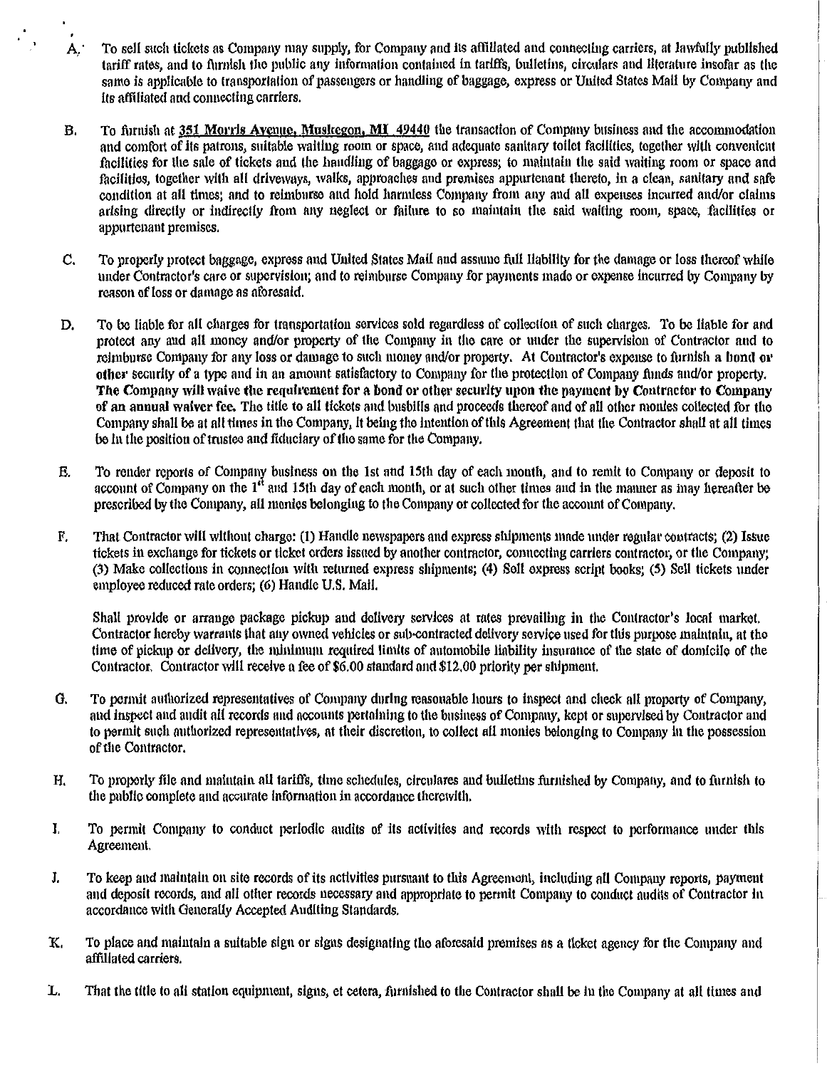A. To sell such tickets as Company may supply, for Company and its affiliated and connecting carriers, at lawfully published tariff rates, and to furnish the public any information contained in tariffs, bulletins, circulars and literature insofar as the same is applicable to transportation of passengers or handling of baggage, express or United States Mail by Company and its affiliated and connecting carriers.

B. To furnish at 351 Morris Avenue, Muskegon, MI 49440 the transaction of Company business and the accommodation and comfort of its patrons, suitable waiting room or space, and adequate sanitary toilet facilities, together with convenient facilities for the sale of tickets and the handling of baggage or express; to maintain the said waiting room or space and facilities, together with all driveways, walks, approaches and premises appurtenant thereto, in a clean, sanitary and safe condition at all times; and to reimburse and hold harmless Company from any and all expenses incurred and/or claims arising directly or indirectly from any neglect or failure to so maintain the said waiting room, space, facilities or appurtenant premises.

C. To properly protect baggage, express and United States Mail and assume full liability for the damage or loss thereof while under Contractor's care or supervision; and to reimburse Company for payments made or expense incurred by Company by reason of loss or damage as aforesaid.

D. To be liable for all charges for transportation services sold regardless of collection of such charges. To be liable for and protect any and all money and/or property of the Company in the care or under the supervision of Contractor and to reimburse Company for any loss or damage to such money and/or property. At Contractor's expense to furnish a bond or other security of a type and in an amount satisfactory to Company for the protection of Company funds and/or property. **The Company will waive the requirement for a bond or other security upon the payment by Contractor to Company of an annual waiver fee.** The title to all tickets and busbills and proceeds thereof and of all other monies collected for the Company shall be at all times in the Company, it being the intention of this Agreement that the Contractor shall at all times be in the position of trustee and fiduciary of the same for the Company.

E. To render reports of Company business on the 1st and 15th day of each month, and to remit to Company or deposit to account of Company on the 1st and 15th day of each month, or at such other times and in the manner as may hereafter be prescribed by the Company, all monies belonging to the Company or collected for the account of Company.

F. That Contractor will without charge: (1) Handle newspapers and express shipments made under regular contracts; (2) Issue tickets in exchange for tickets or ticket orders issued by another contractor, connecting carriers contractor, or the Company; (3) Make collections in connection with returned express shipments; (4) Sell express script books; (5) Sell tickets under employee reduced rate orders; (6) Handle U.S. Mail.

Shall provide or arrange package pickup and delivery services at rates prevailing in the Contractor's local market. Contractor hereby warrants that any owned vehicles or sub-contracted delivery service used for this purpose maintain, at the time of pickup or delivery, the minimum required limits of automobile liability insurance of the state of domicile of the Contractor. Contractor will receive a fee of $6.00 standard and $12.00 priority per shipment.

G. To permit authorized representatives of Company during reasonable hours to inspect and check all property of Company, and inspect and audit all records and accounts pertaining to the business of Company, kept or supervised by Contractor and to permit such authorized representatives, at their discretion, to collect all monies belonging to Company in the possession of the Contractor.

H. To properly file and maintain all tariffs, time schedules, circulares and bulletins furnished by Company, and to furnish to the public complete and accurate information in accordance therewith.

I. To permit Company to conduct periodic audits of its activities and records with respect to performance under this Agreement.

J. To keep and maintain on site records of its activities pursuant to this Agreement, including all Company reports, payment and deposit records, and all other records necessary and appropriate to permit Company to conduct audits of Contractor in accordance with Generally Accepted Auditing Standards.

K. To place and maintain a suitable sign or signs designating the aforesaid premises as a ticket agency for the Company and affiliated carriers.

L. That the title to all station equipment, signs, et cetera, furnished to the Contractor shall be in the Company at all times and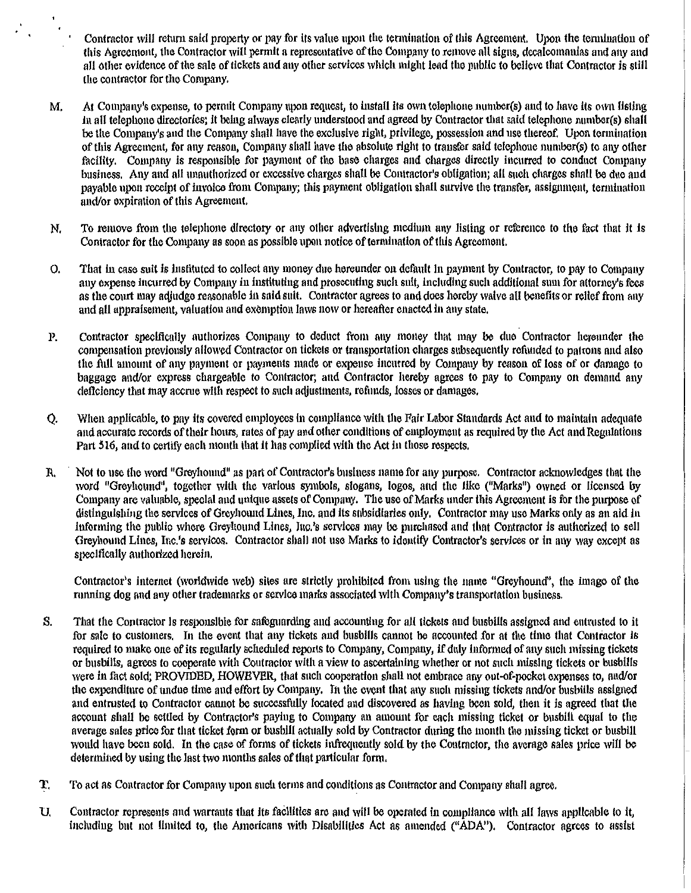Contractor will return said property or pay for its value upon the termination of this Agreement. Upon the termination of this Agreement, the Contractor will permit a representative of the Company to remove all signs, decalcomanias and any and all other evidence of the sale of tickets and any other services which might lead the public to believe that Contractor is still the contractor for the Company.

M. At Company's expense, to permit Company upon request, to install its own telephone number(s) and to have its own listing in all telephone directories; it being always clearly understood and agreed by Contractor that said telephone number(s) shall be the Company's and the Company shall have the exclusive right, privilege, possession and use thereof. Upon termination of this Agreement, for any reason, Company shall have the absolute right to transfer said telephone number(s) to any other facility. Company is responsible for payment of the base charges and charges directly incurred to conduct Company business. Any and all unauthorized or excessive charges shall be Contractor's obligation; all such charges shall be due and payable upon receipt of invoice from Company; this payment obligation shall survive the transfer, assignment, termination and/or expiration of this Agreement.

N. To remove from the telephone directory or any other advertising medium any listing or reference to the fact that it is Contractor for the Company as soon as possible upon notice of termination of this Agreement.

O. That in case suit is instituted to collect any money due hereunder on default in payment by Contractor, to pay to Company any expense incurred by Company in instituting and prosecuting such suit, including such additional sum for attorney's fees as the court may adjudge reasonable in said suit. Contractor agrees to and does hereby waive all benefits or relief from any and all appraisement, valuation and exemption laws now or hereafter enacted in any state.

P. Contractor specifically authorizes Company to deduct from any money that may be due Contractor hereunder the compensation previously allowed Contractor on tickets or transportation charges subsequently refunded to patrons and also the full amount of any payment or payments made or expense incurred by Company by reason of loss of or damage to baggage and/or express chargeable to Contractor; and Contractor hereby agrees to pay to Company on demand any deficiency that may accrue with respect to such adjustments, refunds, losses or damages.

Q. When applicable, to pay its covered employees in compliance with the Fair Labor Standards Act and to maintain adequate and accurate records of their hours, rates of pay and other conditions of employment as required by the Act and Regulations Part 516, and to certify each month that it has complied with the Act in those respects.

R. Not to use the word "Greyhound" as part of Contractor's business name for any purpose. Contractor acknowledges that the word "Greyhound", together with the various symbols, slogans, logos, and the like ("Marks") owned or licensed by Company are valuable, special and unique assets of Company. The use of Marks under this Agreement is for the purpose of distinguishing the services of Greyhound Lines, Inc. and its subsidiaries only. Contractor may use Marks only as an aid in informing the public where Greyhound Lines, Inc.'s services may be purchased and that Contractor is authorized to sell Greyhound Lines, Inc.'s services. Contractor shall not use Marks to identify Contractor's services or in any way except as specifically authorized herein.

Contractor's internet (worldwide web) sites are strictly prohibited from using the name "Greyhound", the image of the running dog and any other trademarks or service marks associated with Company's transportation business.

S. That the Contractor is responsible for safeguarding and accounting for all tickets and busbills assigned and entrusted to it for sale to customers. In the event that any tickets and busbills cannot be accounted for at the time that Contractor is required to make one of its regularly scheduled reports to Company, Company, if duly informed of any such missing tickets or busbills, agrees to cooperate with Contractor with a view to ascertaining whether or not such missing tickets or busbills were in fact sold; PROVIDED, HOWEVER, that such cooperation shall not embrace any out-of-pocket expenses to, and/or the expenditure of undue time and effort by Company. In the event that any such missing tickets and/or busbills assigned and entrusted to Contractor cannot be successfully located and discovered as having been sold, then it is agreed that the account shall be settled by Contractor's paying to Company an amount for each missing ticket or busbill equal to the average sales price for that ticket form or busbill actually sold by Contractor during the month the missing ticket or busbill would have been sold. In the case of forms of tickets infrequently sold by the Contractor, the average sales price will be determined by using the last two months sales of that particular form.

T. To act as Contractor for Company upon such terms and conditions as Contractor and Company shall agree.

U. Contractor represents and warrants that its facilities are and will be operated in compliance with all laws applicable to it, including but not limited to, the Americans with Disabilities Act as amended ("ADA"). Contractor agrees to assist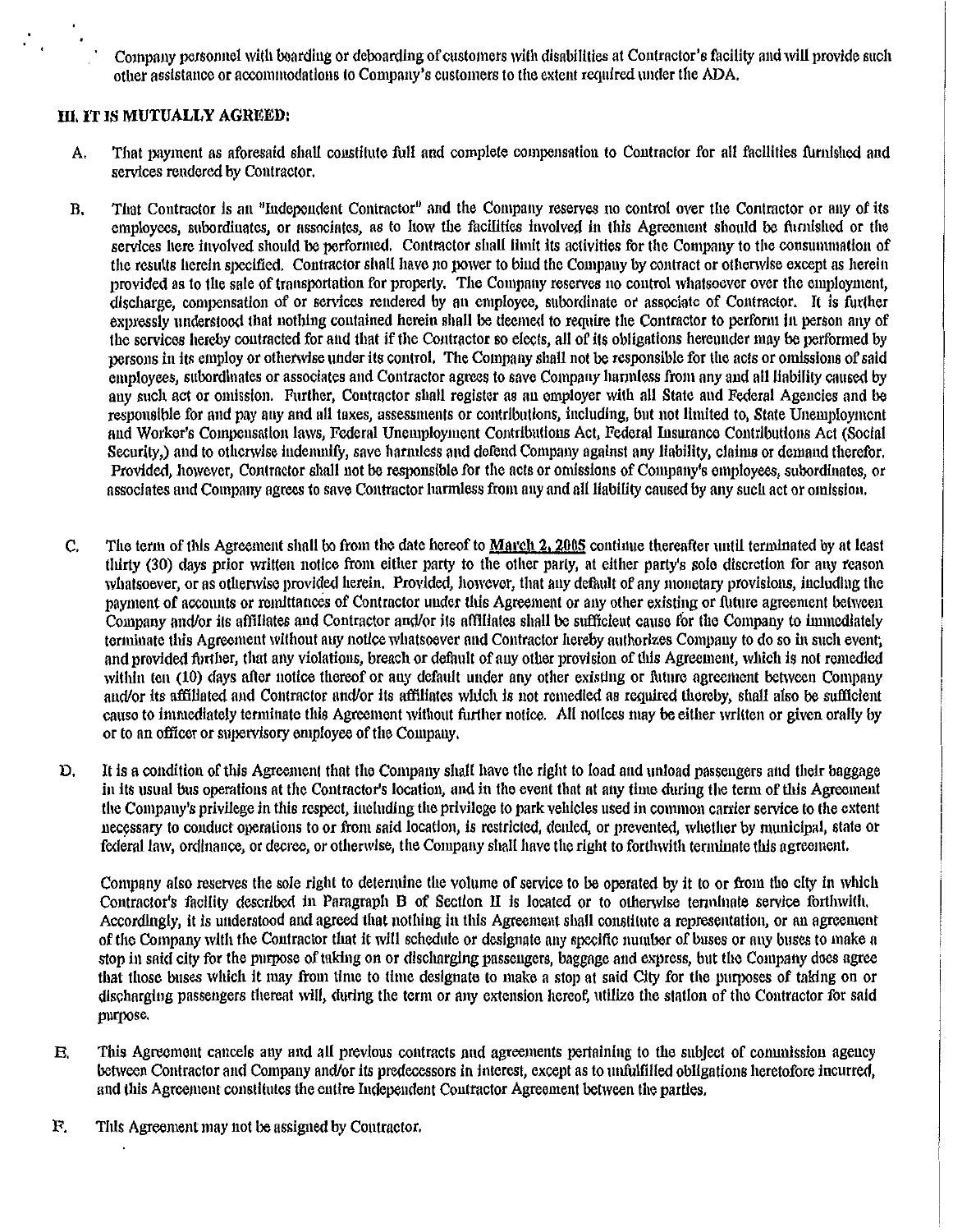Company personnel with boarding or deboarding of customers with disabilities at Contractor's facility and will provide such other assistance or accommodations to Company's customers to the extent required under the ADA.

## III. IT IS MUTUALLY AGREED:

A. That payment as aforesaid shall constitute full and complete compensation to Contractor for all facilities furnished and services rendered by Contractor.

B. That Contractor is an "Independent Contractor" and the Company reserves no control over the Contractor or any of its employees, subordinates, or associates, as to how the facilities involved in this Agreement should be furnished or the services here involved should be performed. Contractor shall limit its activities for the Company to the consummation of the results herein specified. Contractor shall have no power to bind the Company by contract or otherwise except as herein provided as to the sale of transportation for property. The Company reserves no control whatsoever over the employment, discharge, compensation of or services rendered by an employee, subordinate or associate of Contractor. It is further expressly understood that nothing contained herein shall be deemed to require the Contractor to perform in person any of the services hereby contracted for and that if the Contractor so elects, all of its obligations hereunder may be performed by persons in its employ or otherwise under its control. The Company shall not be responsible for the acts or omissions of said employees, subordinates or associates and Contractor agrees to save Company harmless from any and all liability caused by any such act or omission. Further, Contractor shall register as an employer with all State and Federal Agencies and be responsible for and pay any and all taxes, assessments or contributions, including, but not limited to, State Unemployment and Worker's Compensation laws, Federal Unemployment Contributions Act, Federal Insurance Contributions Act (Social Security,) and to otherwise indemnify, save harmless and defend Company against any liability, claims or demand therefor. Provided, however, Contractor shall not be responsible for the acts or omissions of Company's employees, subordinates, or associates and Company agrees to save Contractor harmless from any and all liability caused by any such act or omission.

C. The term of this Agreement shall be from the date hereof to **March 2, 2005** continue thereafter until terminated by at least thirty (30) days prior written notice from either party to the other party, at either party's sole discretion for any reason whatsoever, or as otherwise provided herein. Provided, however, that any default of any monetary provisions, including the payment of accounts or remittances of Contractor under this Agreement or any other existing or future agreement between Company and/or its affiliates and Contractor and/or its affiliates shall be sufficient cause for the Company to immediately terminate this Agreement without any notice whatsoever and Contractor hereby authorizes Company to do so in such event; and provided further, that any violations, breach or default of any other provision of this Agreement, which is not remedied within ten (10) days after notice thereof or any default under any other existing or future agreement between Company and/or its affiliated and Contractor and/or its affiliates which is not remedied as required thereby, shall also be sufficient cause to immediately terminate this Agreement without further notice. All notices may be either written or given orally by or to an officer or supervisory employee of the Company.

D. It is a condition of this Agreement that the Company shall have the right to load and unload passengers and their baggage in its usual bus operations at the Contractor's location, and in the event that at any time during the term of this Agreement the Company's privilege in this respect, including the privilege to park vehicles used in common carrier service to the extent necessary to conduct operations to or from said location, is restricted, denied, or prevented, whether by municipal, state or federal law, ordinance, or decree, or otherwise, the Company shall have the right to forthwith terminate this agreement.

Company also reserves the sole right to determine the volume of service to be operated by it to or from the city in which Contractor's facility described in Paragraph B of Section II is located or to otherwise terminate service forthwith. Accordingly, it is understood and agreed that nothing in this Agreement shall constitute a representation, or an agreement of the Company with the Contractor that it will schedule or designate any specific number of buses or any buses to make a stop in said city for the purpose of taking on or discharging passengers, baggage and express, but the Company does agree that those buses which it may from time to time designate to make a stop at said City for the purposes of taking on or discharging passengers thereat will, during the term or any extension hereof, utilize the station of the Contractor for said purpose.

E. This Agreement cancels any and all previous contracts and agreements pertaining to the subject of commission agency between Contractor and Company and/or its predecessors in interest, except as to unfulfilled obligations heretofore incurred, and this Agreement constitutes the entire Independent Contractor Agreement between the parties.

F. This Agreement may not be assigned by Contractor.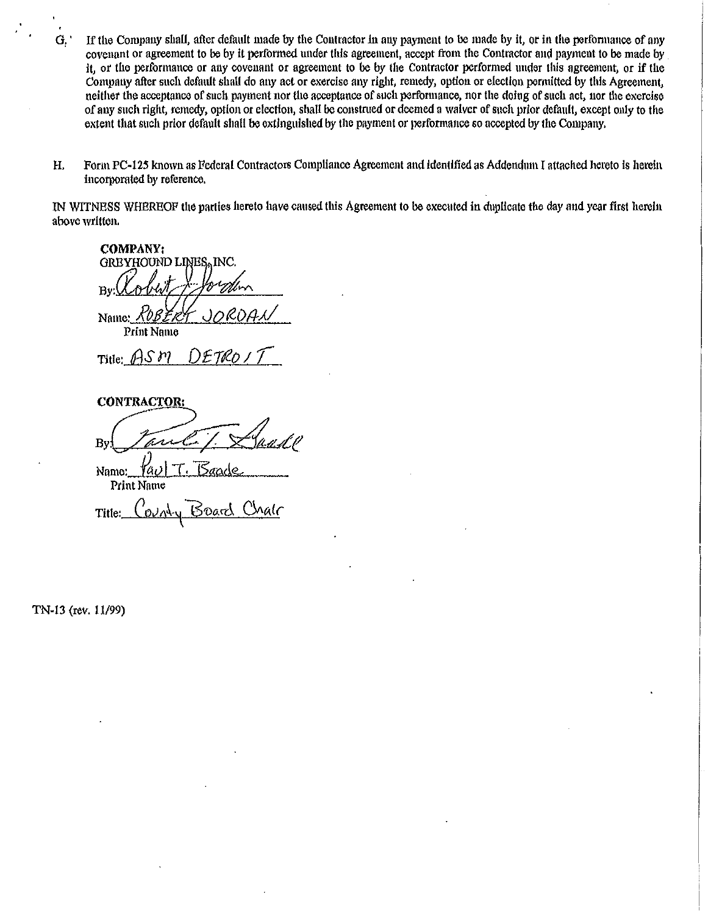G. If the Company shall, after default made by the Contractor in any payment to be made by it, or in the performance of any covenant or agreement to be by it performed under this agreement, accept from the Contractor and payment to be made by it, or the performance or any covenant or agreement to be by the Contractor performed under this agreement, or if the Company after such default shall do any act or exercise any right, remedy, option or election permitted by this Agreement, neither the acceptance of such payment nor the acceptance of such performance, nor the doing of such act, nor the exercise of any such right, remedy, option or election, shall be construed or deemed a waiver of such prior default, except only to the extent that such prior default shall be extinguished by the payment or performance so accepted by the Company.

H. Form PC-125 known as Federal Contractors Compliance Agreement and identified as Addendum I attached hereto is herein incorporated by reference.

IN WITNESS WHEREOF the parties hereto have caused this Agreement to be executed in duplicate the day and year first herein above written.

**COMPANY:**
GREYHOUND LINES, INC.

By: Robert J. Jordan

Name: ROBERT JORDAN
Print Name

Title: ASM DETROIT

**CONTRACTOR:**

By: Paul T. Baade

Name: Paul T. Baade
Print Name

Title: County Board Chair

TN-13 (rev. 11/99)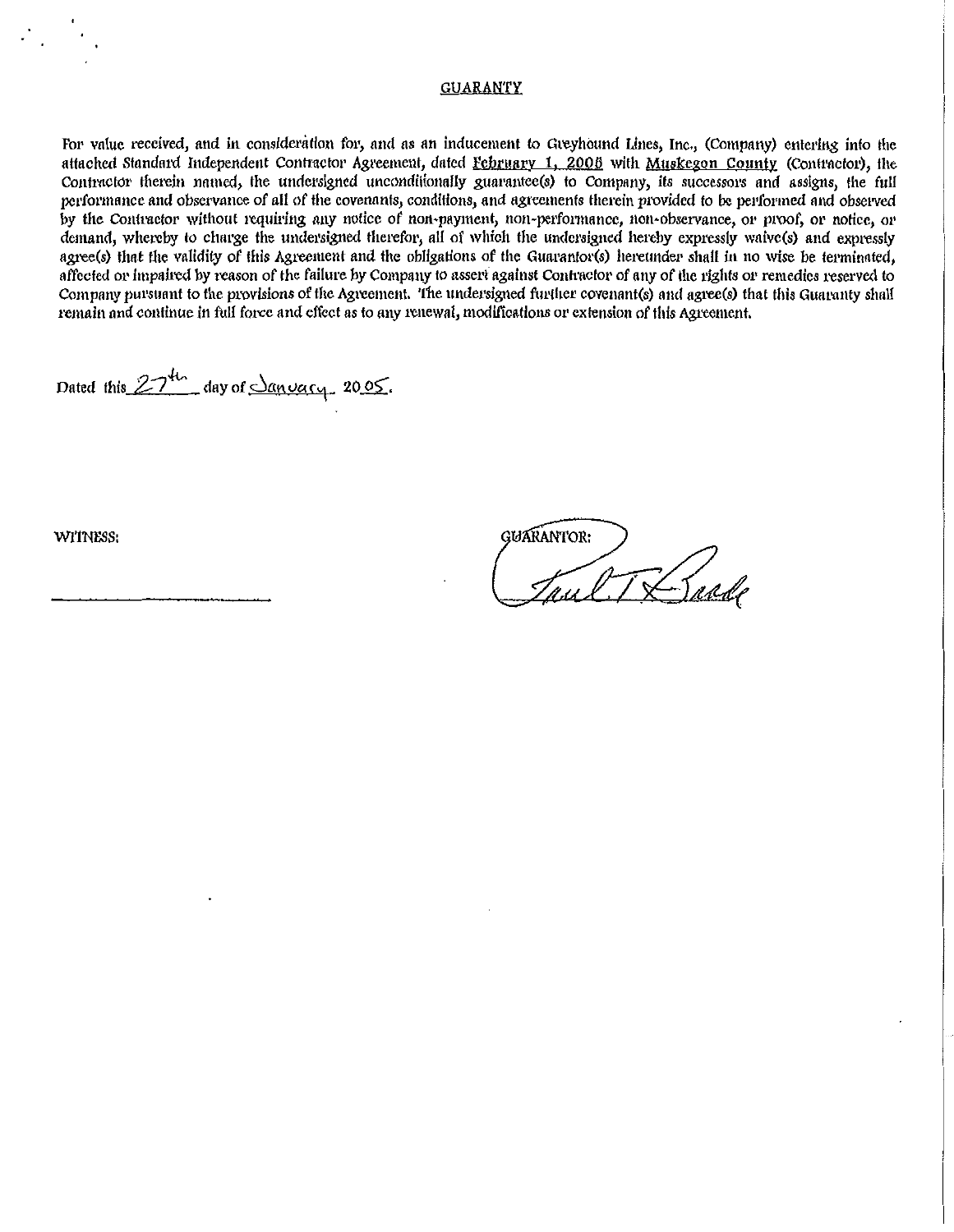## GUARANTY

For value received, and in consideration for, and as an inducement to Greyhound Lines, Inc., (Company) entering into the attached Standard Independent Contractor Agreement, dated February 1, 2008 with Muskegon County (Contractor), the Contractor therein named, the undersigned unconditionally guarantee(s) to Company, its successors and assigns, the full performance and observance of all of the covenants, conditions, and agreements therein provided to be performed and observed by the Contractor without requiring any notice of non-payment, non-performance, non-observance, or proof, or notice, or demand, whereby to charge the undersigned therefor, all of which the undersigned hereby expressly waive(s) and expressly agree(s) that the validity of this Agreement and the obligations of the Guarantor(s) hereunder shall in no wise be terminated, affected or impaired by reason of the failure by Company to assert against Contractor of any of the rights or remedies reserved to Company pursuant to the provisions of the Agreement. The undersigned further covenant(s) and agree(s) that this Guaranty shall remain and continue in full force and effect as to any renewal, modifications or extension of this Agreement.

Dated this 27th day of January 2005.

WITNESS:

\_\_\_\_\_\_\_\_\_\_\_\_\_\_\_\_\_\_\_\_

GUARANTOR:

Paul T. Baade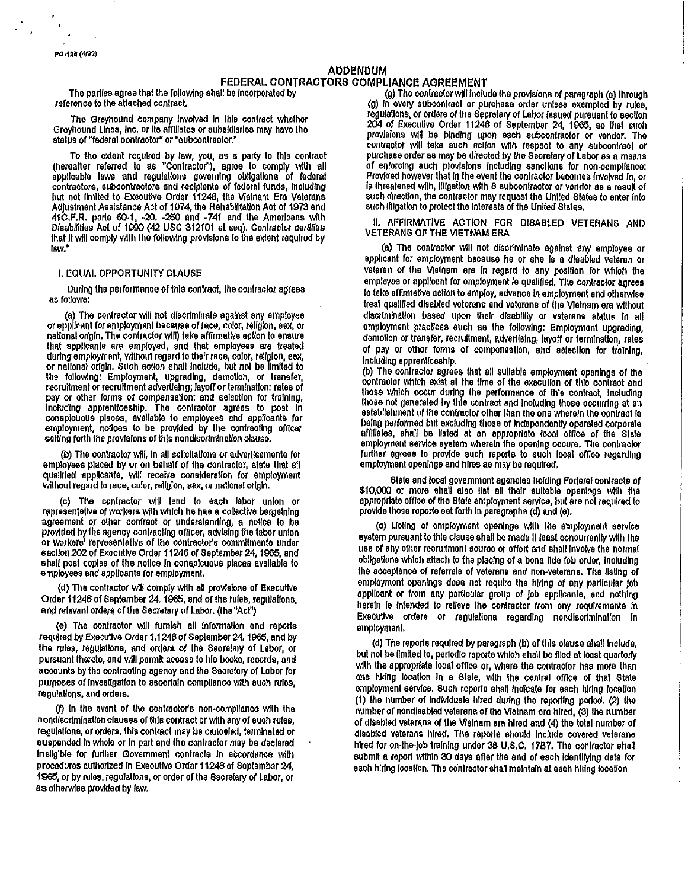PO-128 (4/92)

# ADDENDUM
## FEDERAL CONTRACTORS COMPLIANCE AGREEMENT

The parties agree that the following shall be incorporated by reference to the attached contract.

The Greyhound company involved in this contract whether Greyhound Lines, Inc. or its affiliates or subsidiaries may have the status of "federal contractor" or "subcontractor."

To the extent required by law, you, as a party to this contract (hereafter referred to as "Contractor"), agree to comply with all applicable laws and regulations governing obligations of federal contractors, subcontractors and recipients of federal funds, including but not limited to Executive Order 11246, the Vietnam Era Veterans Adjustment Assistance Act of 1974, the Rehabilitation Act of 1973 and 41C.F.R. parts 60-1, -20, -250 and -741 and the Americans with Disabilities Act of 1990 (42 USC 312101 et seq). Contractor certifies that it will comply with the following provisions to the extent required by law."

### I. EQUAL OPPORTUNITY CLAUSE

During the performance of this contract, the contractor agrees as follows:

(a) The contractor will not discriminate against any employee or applicant for employment because of race, color, religion, sex, or national origin. The contractor will take affirmative action to ensure that applicants are employed, and that employees are treated during employment, without regard to their race, color, religion, sex, or national origin. Such action shall include, but not be limited to the following: Employment, upgrading, demotion, or transfer, recruitment or recruitment advertising; layoff or termination; rates of pay or other forms of compensation; and selection for training, including apprenticeship. The contractor agrees to post in conspicuous places, available to employees and applicants for employment, notices to be provided by the contracting officer setting forth the provisions of this nondiscrimination clause.

(b) The contractor will, in all solicitations or advertisements for employees placed by or on behalf of the contractor, state that all qualified applicants, will receive consideration for employment without regard to race, color, religion, sex, or national origin.

(c) The contractor will send to each labor union or representative of workers with which he has a collective bargaining agreement or other contract or understanding, a notice to be provided by the agency contracting officer, advising the labor union or workers' representative of the contractor's commitments under section 202 of Executive Order 11246 of September 24, 1965, and shall post copies of the notice in conspicuous places available to employees and applicants for employment.

(d) The contractor will comply with all provisions of Executive Order 11246 of September 24. 1965, and of the rules, regulations, and relevant orders of the Secretary of Labor. (the "Act")

(e) The contractor will furnish all information and reports required by Executive Order 1.1246 of September 24. 1965, and by the rules, regulations, and orders of the Secretary of Labor, or pursuant thereto, and will permit access to his books, records, and accounts by the contracting agency and the Secretary of Labor for purposes of investigation to ascertain compliance with such rules, regulations, and orders.

(f) In the event of the contractor's non-compliance with the nondiscrimination clauses of this contract or with any of such rules, regulations, or orders, this contract may be canceled, terminated or suspended in whole or in part and the contractor may be declared ineligible for further Government contracts in accordance with procedures authorized in Executive Order 11246 of September 24, 1965, or by rules, regulations, or order of the Secretary of Labor, or as otherwise provided by law.

(g) The contractor will include the provisions of paragraph (a) through (g) in every subcontract or purchase order unless exempted by rules, regulations, or orders of the Secretary of Labor issued pursuant to section 204 of Executive Order 11246 of September 24, 1965, so that such provisions will be binding upon each subcontractor or vendor. The contractor will take such action with respect to any subcontract or purchase order as may be directed by the Secretary of Labor as a means of enforcing such provisions including sanctions for non-compliance: Provided however that in the event the contractor becomes involved in, or is threatened with, litigation with 8 subcontractor or vendor as a result of such direction, the contractor may request the United States to enter into such litigation to protect the interests of the United States.

### II. AFFIRMATIVE ACTION FOR DISABLED VETERANS AND VETERANS OF THE VIETNAM ERA

(a) The contractor will not discriminate against any employee or applicant for employment because he or she is a disabled veteran or veteran of the Vietnam era in regard to any position for which the employee or applicant for employment is qualified. The contractor agrees to take affirmative action to employ, advance in employment and otherwise treat qualified disabled veterans and veterans of the Vietnam era without discrimination based upon their disability or veterans status in all employment practices such as the following: Employment upgrading, demotion or transfer, recruitment, advertising, layoff or termination, rates of pay or other forms of compensation, and selection for training, including apprenticeship.

(b) The contractor agrees that all suitable employment openings of the contractor which exist at the time of the execution of this contract and those which occur during the performance of this contract, including those not generated by this contract and including those occurring at an establishment of the contractor other than the one wherein the contract is being performed but excluding those of independently operated corporate affiliates, shall be listed at an appropriate local office of the State employment service system wherein the opening occurs. The contractor further agrees to provide such reports to such local office regarding employment openings and hires as may be required.

State and local government agencies holding Federal contracts of $10,000 or more shall also list all their suitable openings with the appropriate office of the State employment service, but are not required to provide those reports set forth in paragraphs (d) and (e).

(c) Listing of employment openings with the employment service system pursuant to this clause shall be made it least concurrently with the use of any other recruitment source or effort and shall involve the normal obligations which attach to the placing of a bona fide job order, including the acceptance of referrals of veterans and non-veterans. The listing of employment openings does not require the hiring of any particular job applicant or from any particular group of job applicants, and nothing herein is intended to relieve the contractor from any requirements in Executive orders or regulations regarding nondiscrimination in employment.

(d) The reports required by paragraph (b) of this clause shall include, but not be limited to, periodic reports which shall be filed at least quarterly with the appropriate local office or, where the contractor has more than one hiring location in a State, with the central office of that State employment service. Such reports shall indicate for each hiring location (1) the number of individuals hired during the reporting period, (2) the number of nondisabled veterans of the Vietnam era hired, (3) the number of disabled veterans of the Vietnam era hired and (4) the total number of disabled veterans hired. The reports should include covered veterans hired for on-the-job training under 38 U.S.C. 1787. The contractor shall submit a report within 30 days after the end of each identifying date for each hiring location. The contractor shall maintain at each hiring location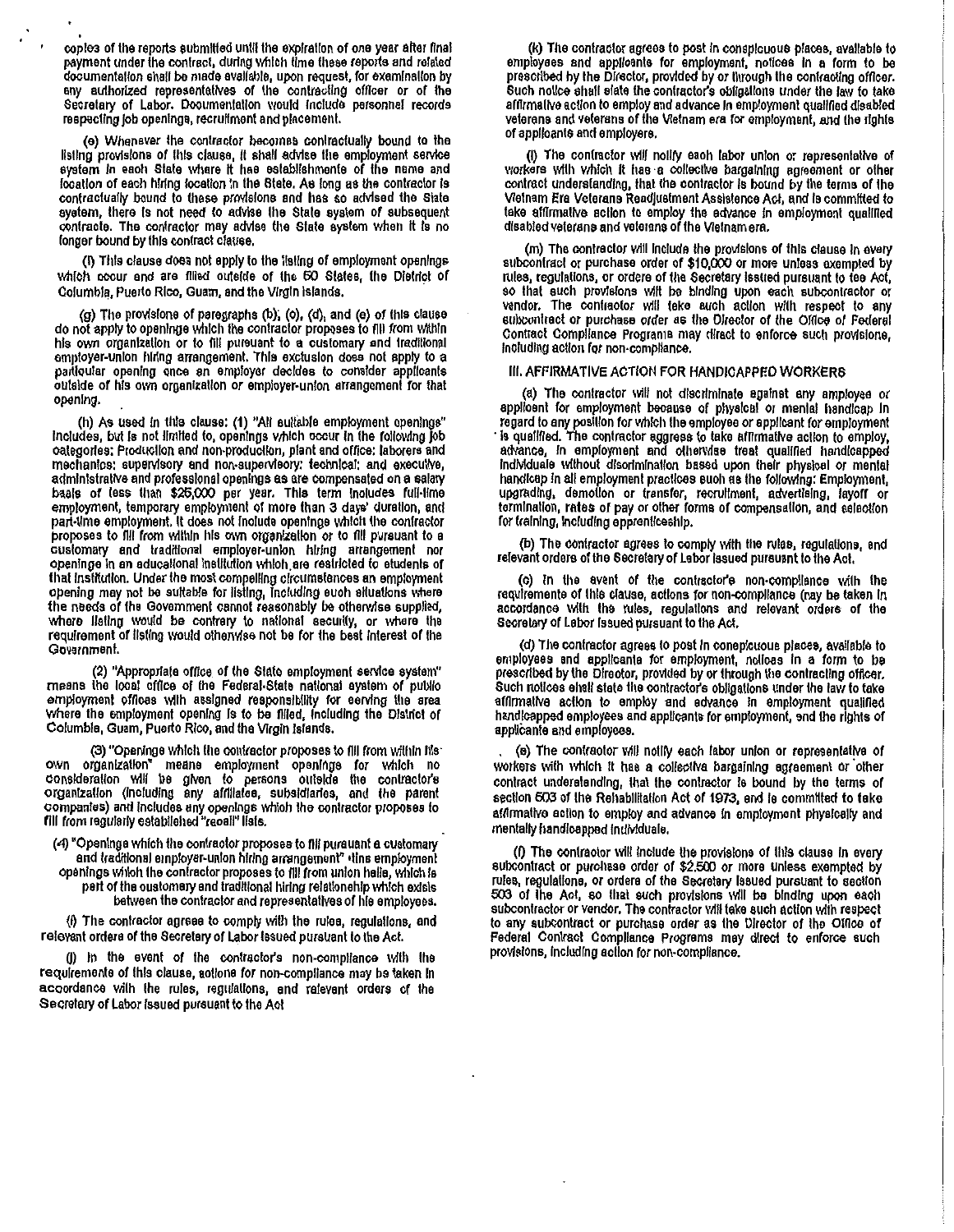copies of the reports submitted until the expiration of one year after final payment under the contract, during which time these reports and related documentation shall be made available, upon request, for examination by any authorized representatives of the contracting officer or of the Secretary of Labor. Documentation would include personnel records respecting job openings, recruitment and placement.

(e) Whenever the contractor becomes contractually bound to the listing provisions of this clause, it shall advise the employment service system in each State where it has establishments of the name and location of each hiring location in the State. As long as the contractor is contractually bound to these provisions and has so advised the State system, there is not need to advise the State system of subsequent contracts. The contractor may advise the State system when it is no longer bound by this contract clause.

(f) This clause does not apply to the listing of employment openings which occur and are filled outside of the 50 States, the District of Columbia, Puerto Rico, Guam, and the Virgin Islands.

(g) The provisions of paragraphs (b), (c), (d), and (e) of this clause do not apply to openings which the contractor proposes to fill from within his own organization or to fill pursuant to a customary and traditional employer-union hiring arrangement. This exclusion does not apply to a particular opening once an employer decides to consider applicants outside of his own organization or employer-union arrangement for that opening.

(h) As used in this clause: (1) "All suitable employment openings" includes, but is not limited to, openings which occur in the following job categories: Production and non-production, plant and office; laborers and mechanics; supervisory and non-supervisory; technical; and executive, administrative and professional openings as are compensated on a salary basis of less than $25,000 per year. This term includes full-time employment, temporary employment of more than 3 days' duration, and part-time employment. It does not include openings which the contractor proposes to fill from within his own organization or to fill pursuant to a customary and traditional employer-union hiring arrangement nor openings in an educational institution which are restricted to students of that institution. Under the most compelling circumstances an employment opening may not be suitable for listing, including such situations where the needs of the Government cannot reasonably be otherwise supplied, where listing would be contrary to national security, or where the requirement of listing would otherwise not be for the best interest of the Government.

(2) "Appropriate office of the State employment service system" means the local office of the Federal-State national system of public employment offices with assigned responsibility for serving the area where the employment opening is to be filled, including the District of Columbia, Guam, Puerto Rico, and the Virgin Islands.

(3) "Openings which the contractor proposes to fill from within his own organization" means employment openings for which no consideration will be given to persons outside the contractor's organization (including any affiliates, subsidiaries, and the parent companies) and includes any openings which the contractor proposes to fill from regularly established "recall" lists.

(4) "Openings which the contractor proposes to fill pursuant a customary and traditional employer-union hiring arrangement" "tins employment openings which the contractor proposes to fill from union halls, which is part of the customary and traditional hiring relationship which exists between the contractor and representatives of his employees.

(i) The contractor agrees to comply with the rules, regulations, and relevant orders of the Secretary of Labor issued pursuant to the Act.

(j) In the event of the contractor's non-compliance with the requirements of this clause, actions for non-compliance may be taken in accordance with the rules, regulations, and relevant orders of the Secretary of Labor issued pursuant to the Act

(k) The contractor agrees to post in conspicuous places, available to employees and applicants for employment, notices in a form to be prescribed by the Director, provided by or through the contracting officer. Such notice shall state the contractor's obligations under the law to take affirmative action to employ and advance in employment qualified disabled veterans and veterans of the Vietnam era for employment, and the rights of applicants and employers.

(l) The contractor will notify each labor union or representative of workers with which it has a collective bargaining agreement or other contract understanding, that the contractor is bound by the terms of the Vietnam Era Veterans Readjustment Assistance Act, and is committed to take affirmative action to employ the advance in employment qualified disabled veterans and veterans of the Vietnam era.

(m) The contractor will include the provisions of this clause in every subcontract or purchase order of $10,000 or more unless exempted by rules, regulations, or orders of the Secretary issued pursuant to the Act, so that such provisions will be binding upon each subcontractor or vendor. The contractor will take such action with respect to any subcontract or purchase order as the Director of the Office of Federal Contract Compliance Programs may direct to enforce such provisions, including action for non-compliance.

## III. AFFIRMATIVE ACTION FOR HANDICAPPED WORKERS

(a) The contractor will not discriminate against any employee or applicant for employment because of physical or mental handicap in regard to any position for which the employee or applicant for employment is qualified. The contractor aggress to take affirmative action to employ, advance, in employment and otherwise treat qualified handicapped individuals without discrimination based upon their physical or mental handicap in all employment practices such as the following: Employment, upgrading, demotion or transfer, recruitment, advertising, layoff or termination, rates of pay or other forms of compensation, and selection for training, including apprenticeship.

(b) The contractor agrees to comply with the rules, regulations, and relevant orders of the Secretary of Labor issued pursuant to the Act.

(c) In the event of the contractor's non-compliance with the requirements of this clause, actions for non-compliance may be taken in accordance with the rules, regulations and relevant orders of the Secretary of Labor issued pursuant to the Act.

(d) The contractor agrees to post in conspicuous places, available to employees and applicants for employment, notices in a form to be prescribed by the Director, provided by or through the contracting officer. Such notices shall state the contractor's obligations under the law to take affirmative action to employ and advance in employment qualified handicapped employees and applicants for employment, and the rights of applicants and employees.

(e) The contractor will notify each labor union or representative of workers with which it has a collective bargaining agreement or other contract understanding, that the contractor is bound by the terms of section 503 of the Rehabilitation Act of 1973, and is committed to take affirmative action to employ and advance in employment physically and mentally handicapped individuals.

(f) The contractor will include the provisions of this clause in every subcontract or purchase order of $2,500 or more unless exempted by rules, regulations, or orders of the Secretary issued pursuant to section 503 of the Act, so that such provisions will be binding upon each subcontractor or vendor. The contractor will take such action with respect to any subcontract or purchase order as the Director of the Office of Federal Contract Compliance Programs may direct to enforce such provisions, including action for non-compliance.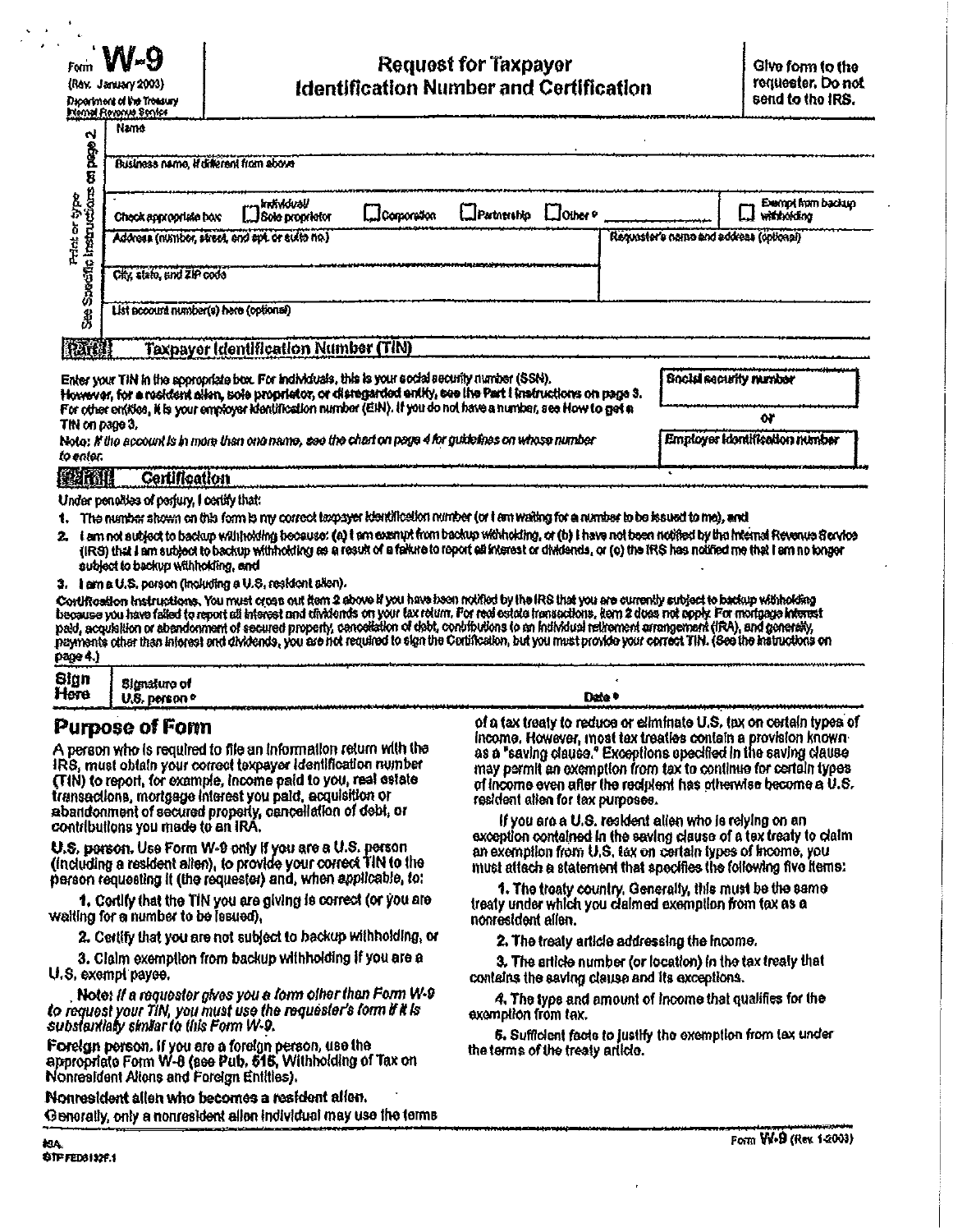Form **W-9**
(Rev. January 2003)
Department of the Treasury
Internal Revenue Service

# Request for Taxpayer Identification Number and Certification

Give form to the requester. Do not send to the IRS.

Print or type — See Specific Instructions on page 2

Name

Business name, if different from above

Check appropriate box ☐ Individual/ Sole proprietor ☐ Corporation ☐ Partnership ☐ Other ▶ ______ ☐ Exempt from backup withholding

Address (number, street, and apt. or suite no.) | Requester's name and address (optional)

City, state, and ZIP code

List account number(s) here (optional)

## Part I — Taxpayer Identification Number (TIN)

Enter your TIN in the appropriate box. For individuals, this is your social security number (SSN). However, for a resident alien, sole proprietor, or disregarded entity, see the Part I instructions on page 3. For other entities, it is your employer identification number (EIN). If you do not have a number, see How to get a TIN on page 3.

*Note: If the account is in more than one name, see the chart on page 4 for guidelines on whose number to enter.*

Social security number

or

Employer identification number

## Part II — Certification

Under penalties of perjury, I certify that:

1. The number shown on this form is my correct taxpayer identification number (or I am waiting for a number to be issued to me), and
2. I am not subject to backup withholding because: (a) I am exempt from backup withholding, or (b) I have not been notified by the Internal Revenue Service (IRS) that I am subject to backup withholding as a result of a failure to report all interest or dividends, or (c) the IRS has notified me that I am no longer subject to backup withholding, and
3. I am a U.S. person (including a U.S. resident alien).

**Certification instructions.** You must cross out item 2 above if you have been notified by the IRS that you are currently subject to backup withholding because you have failed to report all interest and dividends on your tax return. For real estate transactions, item 2 does not apply. For mortgage interest paid, acquisition or abandonment of secured property, cancellation of debt, contributions to an individual retirement arrangement (IRA), and generally, payments other than interest and dividends, you are not required to sign the Certification, but you must provide your correct TIN. (See the instructions on page 4.)

**Sign Here** Signature of U.S. person ▶ Date ▶

## Purpose of Form

A person who is required to file an information return with the IRS, must obtain your correct taxpayer identification number (TIN) to report, for example, income paid to you, real estate transactions, mortgage interest you paid, acquisition or abandonment of secured property, cancellation of debt, or contributions you made to an IRA.

**U.S. person.** Use Form W-9 only if you are a U.S. person (including a resident alien), to provide your correct TIN to the person requesting it (the requester) and, when applicable, to:

1. Certify that the TIN you are giving is correct (or you are waiting for a number to be issued),

2. Certify that you are not subject to backup withholding, or

3. Claim exemption from backup withholding if you are a U.S. exempt payee.

**Note:** *If a requester gives you a form other than Form W-9 to request your TIN, you must use the requester's form if it is substantially similar to this Form W-9.*

**Foreign person.** If you are a foreign person, use the appropriate Form W-8 (see Pub. 515, Withholding of Tax on Nonresident Aliens and Foreign Entities).

**Nonresident alien who becomes a resident alien.** Generally, only a nonresident alien individual may use the terms of a tax treaty to reduce or eliminate U.S. tax on certain types of income. However, most tax treaties contain a provision known as a "saving clause." Exceptions specified in the saving clause may permit an exemption from tax to continue for certain types of income even after the recipient has otherwise become a U.S. resident alien for tax purposes.

If you are a U.S. resident alien who is relying on an exception contained in the saving clause of a tax treaty to claim an exemption from U.S. tax on certain types of income, you must attach a statement that specifies the following five items:

1. The treaty country. Generally, this must be the same treaty under which you claimed exemption from tax as a nonresident alien.

2. The treaty article addressing the income.

3. The article number (or location) in the tax treaty that contains the saving clause and its exceptions.

4. The type and amount of income that qualifies for the exemption from tax.

5. Sufficient facts to justify the exemption from tax under the terms of the treaty article.

ISA
STF FED5132F.1

Form **W-9** (Rev. 1-2003)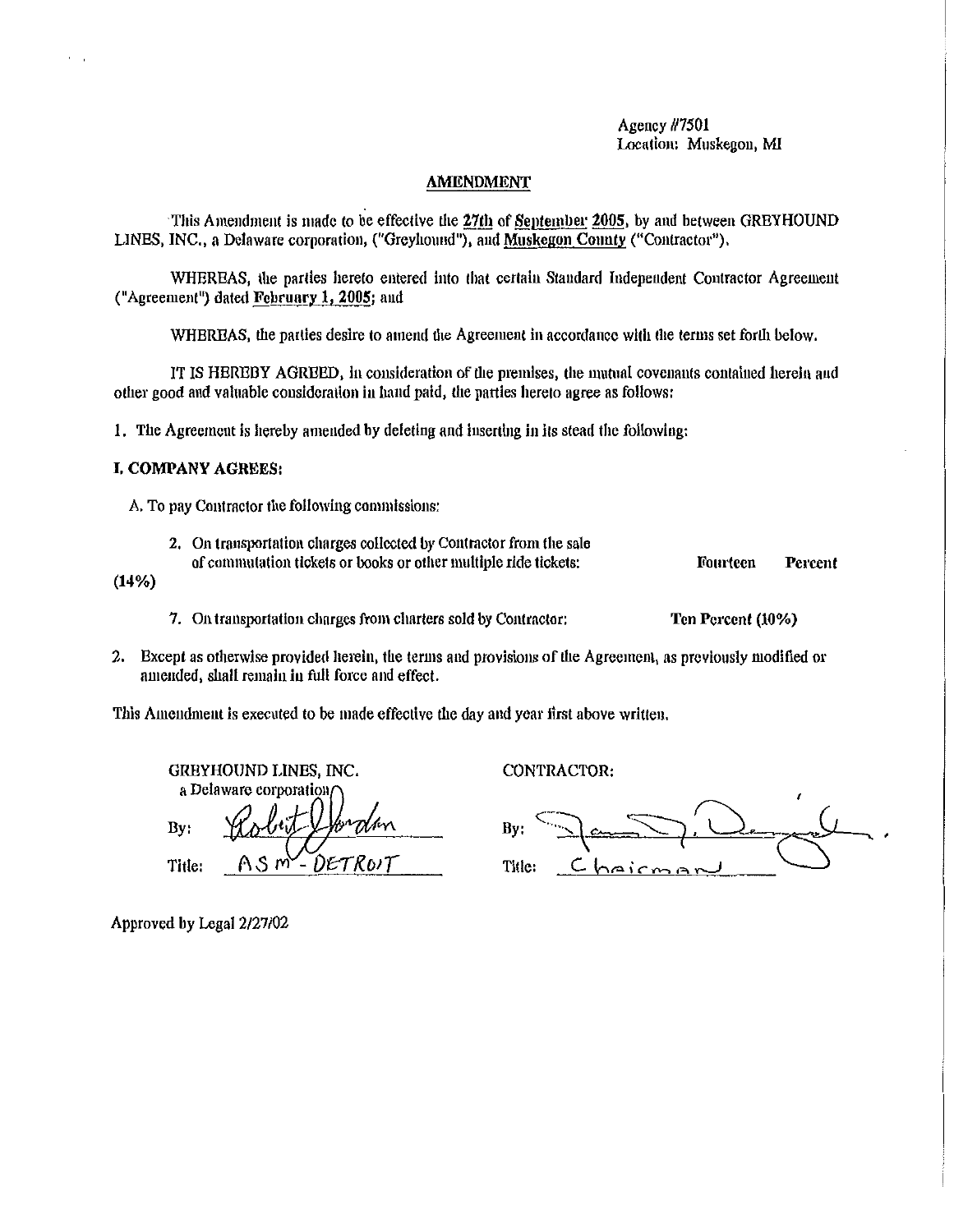Agency #7501
Location: Muskegon, MI

## AMENDMENT

This Amendment is made to be effective the **27th** of **September 2005**, by and between GREYHOUND LINES, INC., a Delaware corporation, ("Greyhound"), and **Muskegon County** ("Contractor").

WHEREAS, the parties hereto entered into that certain Standard Independent Contractor Agreement ("Agreement") dated **February 1, 2005**; and

WHEREAS, the parties desire to amend the Agreement in accordance with the terms set forth below.

IT IS HEREBY AGREED, in consideration of the premises, the mutual covenants contained herein and other good and valuable consideration in hand paid, the parties hereto agree as follows:

1. The Agreement is hereby amended by deleting and inserting in its stead the following:

**I. COMPANY AGREES:**

A. To pay Contractor the following commissions:

2. On transportation charges collected by Contractor from the sale of commutation tickets or books or other multiple ride tickets: **Fourteen Percent (14%)**

7. On transportation charges from charters sold by Contractor: **Ten Percent (10%)**

2. Except as otherwise provided herein, the terms and provisions of the Agreement, as previously modified or amended, shall remain in full force and effect.

This Amendment is executed to be made effective the day and year first above written.

GREYHOUND LINES, INC.
a Delaware corporation

By: Robert Jordan

Title: ASM - DETROIT

CONTRACTOR:

By: [signature]

Title: Chairman

Approved by Legal 2/27/02